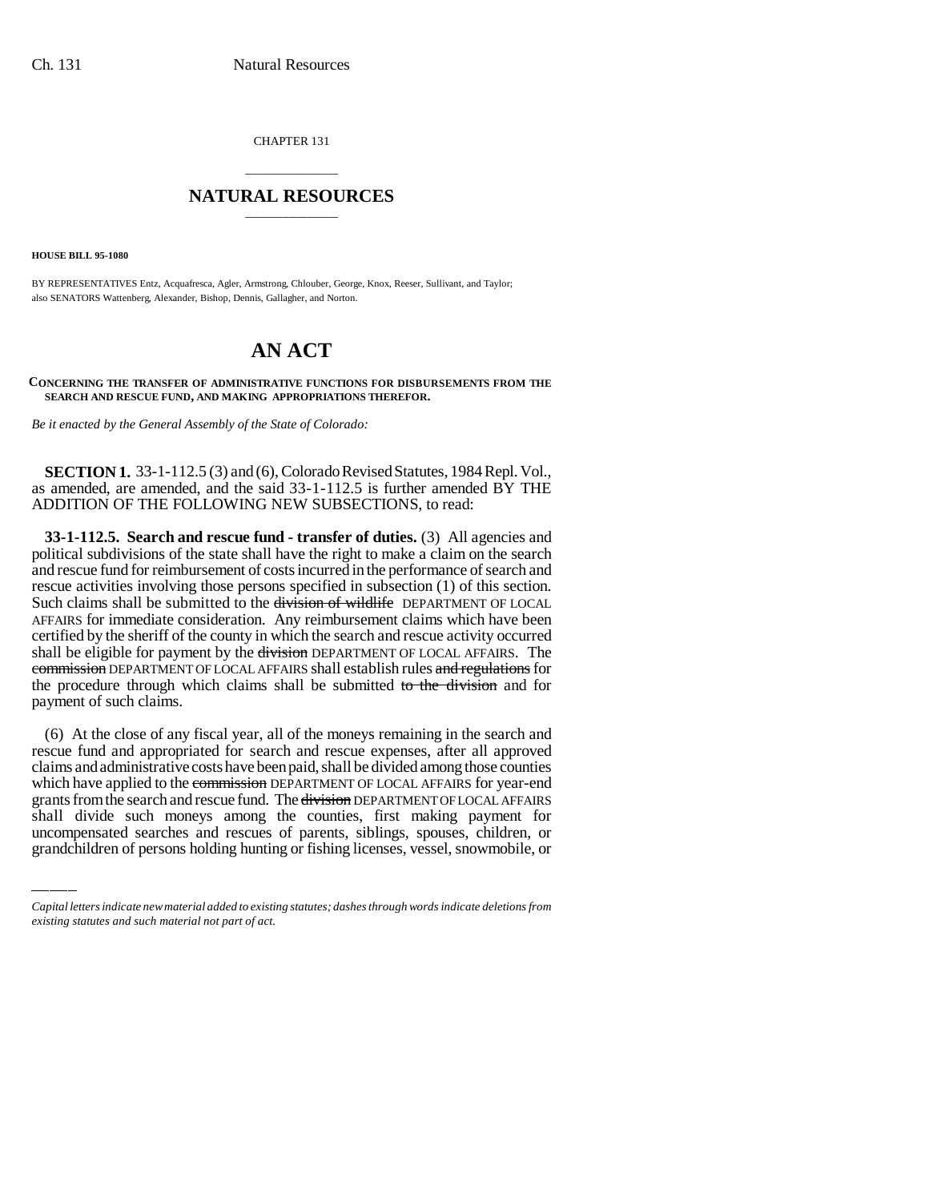CHAPTER 131

# NATURAL RESOURCES

**HOUSE BILL 95-1080**

BY REPRESENTATIVES Entz, Acquafresca, Agler, Armstrong, Chlouber, George, Knox, Reeser, Sullivant, and Taylor;
also SENATORS Wattenberg, Alexander, Bishop, Dennis, Gallagher, and Norton.

# AN ACT

**CONCERNING THE TRANSFER OF ADMINISTRATIVE FUNCTIONS FOR DISBURSEMENTS FROM THE SEARCH AND RESCUE FUND, AND MAKING APPROPRIATIONS THEREFOR.**

*Be it enacted by the General Assembly of the State of Colorado:*

**SECTION 1.** 33-1-112.5 (3) and (6), Colorado Revised Statutes, 1984 Repl. Vol., as amended, are amended, and the said 33-1-112.5 is further amended BY THE ADDITION OF THE FOLLOWING NEW SUBSECTIONS, to read:

**33-1-112.5. Search and rescue fund - transfer of duties.** (3) All agencies and political subdivisions of the state shall have the right to make a claim on the search and rescue fund for reimbursement of costs incurred in the performance of search and rescue activities involving those persons specified in subsection (1) of this section. Such claims shall be submitted to the ~~division of wildlife~~ DEPARTMENT OF LOCAL AFFAIRS for immediate consideration. Any reimbursement claims which have been certified by the sheriff of the county in which the search and rescue activity occurred shall be eligible for payment by the ~~division~~ DEPARTMENT OF LOCAL AFFAIRS. The ~~commission~~ DEPARTMENT OF LOCAL AFFAIRS shall establish rules ~~and regulations~~ for the procedure through which claims shall be submitted ~~to the division~~ and for payment of such claims.

(6) At the close of any fiscal year, all of the moneys remaining in the search and rescue fund and appropriated for search and rescue expenses, after all approved claims and administrative costs have been paid, shall be divided among those counties which have applied to the ~~commission~~ DEPARTMENT OF LOCAL AFFAIRS for year-end grants from the search and rescue fund. The ~~division~~ DEPARTMENT OF LOCAL AFFAIRS shall divide such moneys among the counties, first making payment for uncompensated searches and rescues of parents, siblings, spouses, children, or grandchildren of persons holding hunting or fishing licenses, vessel, snowmobile, or

*Capital letters indicate new material added to existing statutes; dashes through words indicate deletions from existing statutes and such material not part of act.*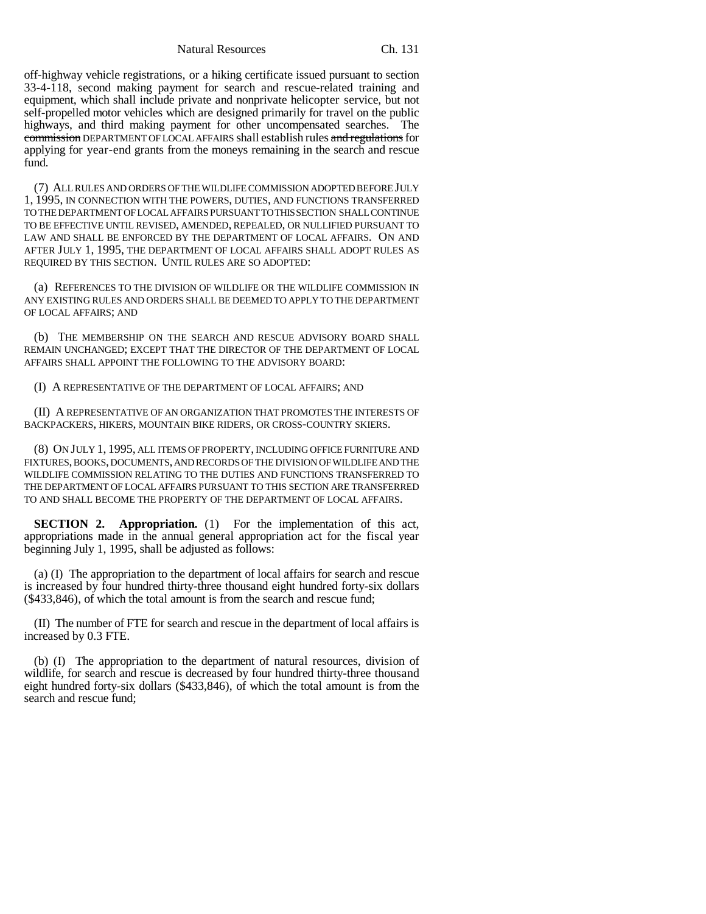off-highway vehicle registrations, or a hiking certificate issued pursuant to section 33-4-118, second making payment for search and rescue-related training and equipment, which shall include private and nonprivate helicopter service, but not self-propelled motor vehicles which are designed primarily for travel on the public highways, and third making payment for other uncompensated searches. The ~~commission~~ DEPARTMENT OF LOCAL AFFAIRS shall establish rules ~~and regulations~~ for applying for year-end grants from the moneys remaining in the search and rescue fund.

(7) ALL RULES AND ORDERS OF THE WILDLIFE COMMISSION ADOPTED BEFORE JULY 1, 1995, IN CONNECTION WITH THE POWERS, DUTIES, AND FUNCTIONS TRANSFERRED TO THE DEPARTMENT OF LOCAL AFFAIRS PURSUANT TO THIS SECTION SHALL CONTINUE TO BE EFFECTIVE UNTIL REVISED, AMENDED, REPEALED, OR NULLIFIED PURSUANT TO LAW AND SHALL BE ENFORCED BY THE DEPARTMENT OF LOCAL AFFAIRS. ON AND AFTER JULY 1, 1995, THE DEPARTMENT OF LOCAL AFFAIRS SHALL ADOPT RULES AS REQUIRED BY THIS SECTION. UNTIL RULES ARE SO ADOPTED:

(a) REFERENCES TO THE DIVISION OF WILDLIFE OR THE WILDLIFE COMMISSION IN ANY EXISTING RULES AND ORDERS SHALL BE DEEMED TO APPLY TO THE DEPARTMENT OF LOCAL AFFAIRS; AND

(b) THE MEMBERSHIP ON THE SEARCH AND RESCUE ADVISORY BOARD SHALL REMAIN UNCHANGED; EXCEPT THAT THE DIRECTOR OF THE DEPARTMENT OF LOCAL AFFAIRS SHALL APPOINT THE FOLLOWING TO THE ADVISORY BOARD:

(I) A REPRESENTATIVE OF THE DEPARTMENT OF LOCAL AFFAIRS; AND

(II) A REPRESENTATIVE OF AN ORGANIZATION THAT PROMOTES THE INTERESTS OF BACKPACKERS, HIKERS, MOUNTAIN BIKE RIDERS, OR CROSS-COUNTRY SKIERS.

(8) ON JULY 1, 1995, ALL ITEMS OF PROPERTY, INCLUDING OFFICE FURNITURE AND FIXTURES, BOOKS, DOCUMENTS, AND RECORDS OF THE DIVISION OF WILDLIFE AND THE WILDLIFE COMMISSION RELATING TO THE DUTIES AND FUNCTIONS TRANSFERRED TO THE DEPARTMENT OF LOCAL AFFAIRS PURSUANT TO THIS SECTION ARE TRANSFERRED TO AND SHALL BECOME THE PROPERTY OF THE DEPARTMENT OF LOCAL AFFAIRS.

**SECTION 2. Appropriation.** (1) For the implementation of this act, appropriations made in the annual general appropriation act for the fiscal year beginning July 1, 1995, shall be adjusted as follows:

(a) (I) The appropriation to the department of local affairs for search and rescue is increased by four hundred thirty-three thousand eight hundred forty-six dollars ($433,846), of which the total amount is from the search and rescue fund;

(II) The number of FTE for search and rescue in the department of local affairs is increased by 0.3 FTE.

(b) (I) The appropriation to the department of natural resources, division of wildlife, for search and rescue is decreased by four hundred thirty-three thousand eight hundred forty-six dollars ($433,846), of which the total amount is from the search and rescue fund;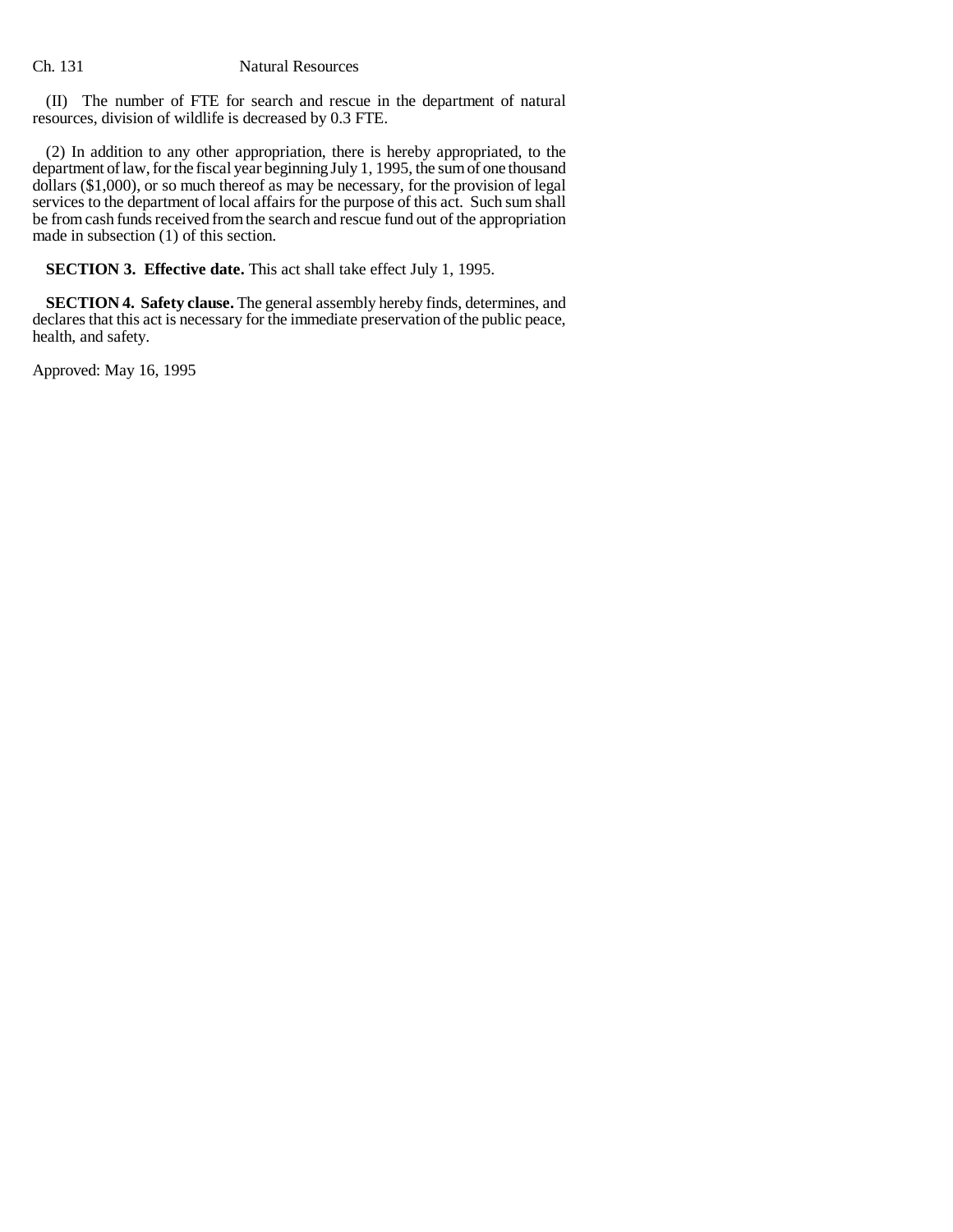(II) The number of FTE for search and rescue in the department of natural resources, division of wildlife is decreased by 0.3 FTE.

(2) In addition to any other appropriation, there is hereby appropriated, to the department of law, for the fiscal year beginning July 1, 1995, the sum of one thousand dollars ($1,000), or so much thereof as may be necessary, for the provision of legal services to the department of local affairs for the purpose of this act. Such sum shall be from cash funds received from the search and rescue fund out of the appropriation made in subsection (1) of this section.

**SECTION 3. Effective date.** This act shall take effect July 1, 1995.

**SECTION 4. Safety clause.** The general assembly hereby finds, determines, and declares that this act is necessary for the immediate preservation of the public peace, health, and safety.

Approved: May 16, 1995